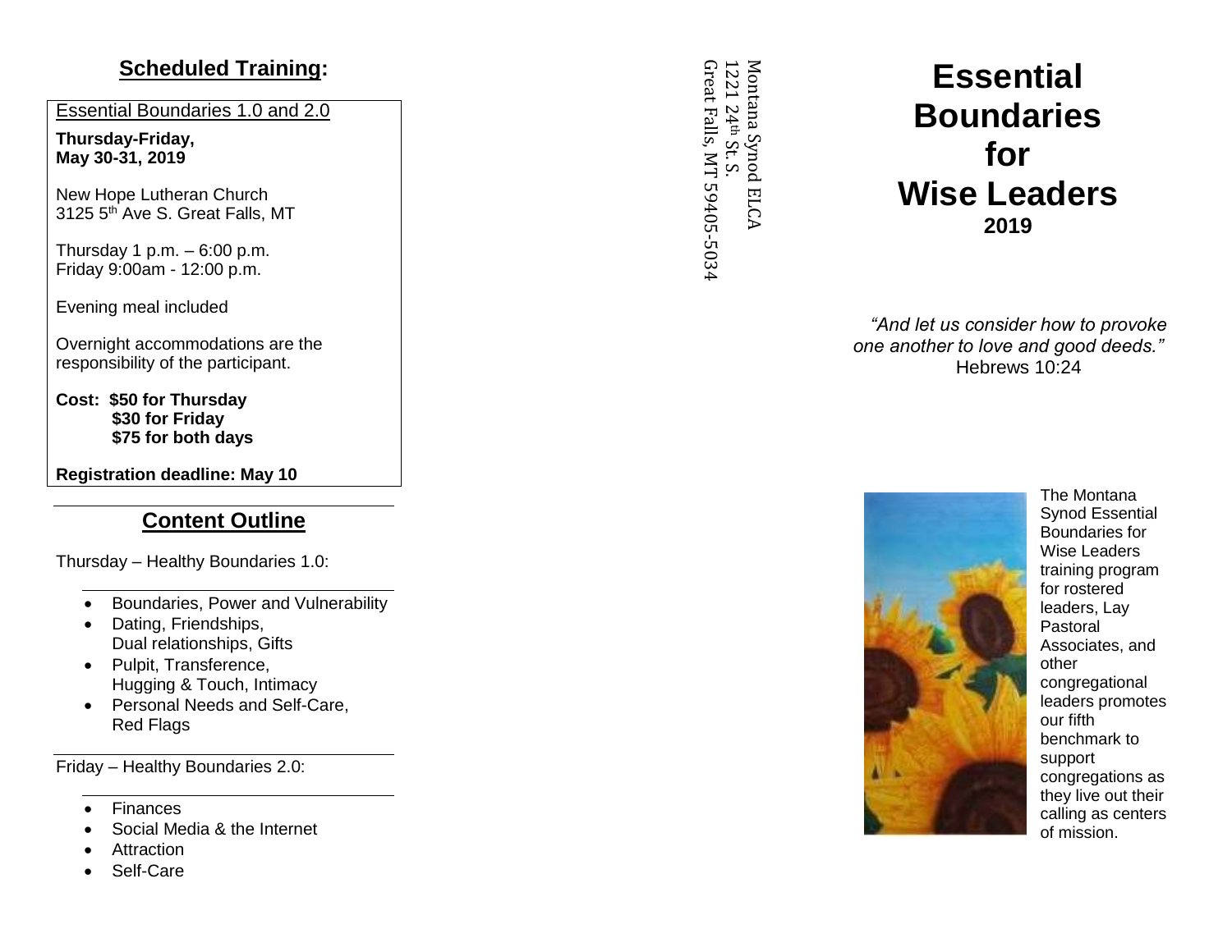## Scheduled Training:

Essential Boundaries 1.0 and 2.0

**Thursday-Friday,**
**May 30-31, 2019**

New Hope Lutheran Church
3125 5th Ave S. Great Falls, MT

Thursday 1 p.m. – 6:00 p.m.
Friday 9:00am - 12:00 p.m.

Evening meal included

Overnight accommodations are the responsibility of the participant.

**Cost: $50 for Thursday**
**$30 for Friday**
**$75 for both days**

**Registration deadline: May 10**

## Content Outline

Thursday – Healthy Boundaries 1.0:

- Boundaries, Power and Vulnerability
- Dating, Friendships, Dual relationships, Gifts
- Pulpit, Transference, Hugging & Touch, Intimacy
- Personal Needs and Self-Care, Red Flags

Friday – Healthy Boundaries 2.0:

- Finances
- Social Media & the Internet
- Attraction
- Self-Care

Montana Synod ELCA
1221 24th St. S.
Great Falls, MT 59405-5034

# Essential Boundaries for Wise Leaders
**2019**

*"And let us consider how to provoke one another to love and good deeds."*
Hebrews 10:24

The Montana Synod Essential Boundaries for Wise Leaders training program for rostered leaders, Lay Pastoral Associates, and other congregational leaders promotes our fifth benchmark to support congregations as they live out their calling as centers of mission.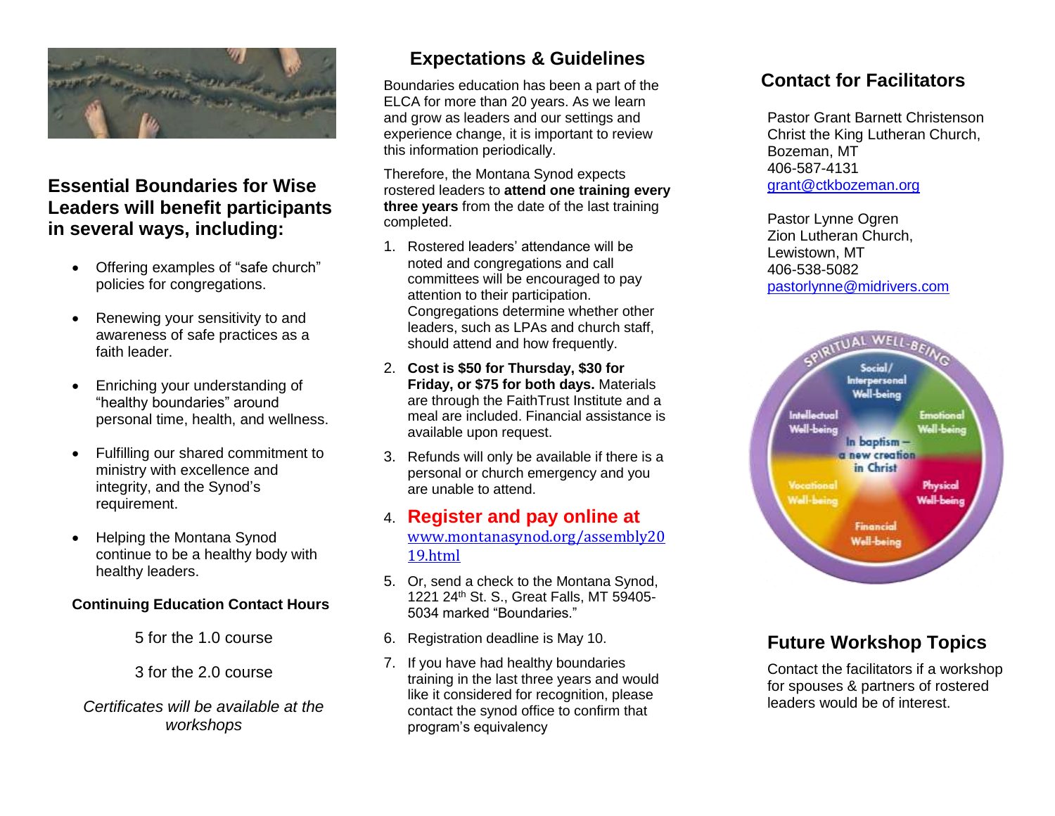## Essential Boundaries for Wise Leaders will benefit participants in several ways, including:

- Offering examples of "safe church" policies for congregations.
- Renewing your sensitivity to and awareness of safe practices as a faith leader.
- Enriching your understanding of "healthy boundaries" around personal time, health, and wellness.
- Fulfilling our shared commitment to ministry with excellence and integrity, and the Synod's requirement.
- Helping the Montana Synod continue to be a healthy body with healthy leaders.

**Continuing Education Contact Hours**

5 for the 1.0 course

3 for the 2.0 course

*Certificates will be available at the workshops*

## Expectations & Guidelines

Boundaries education has been a part of the ELCA for more than 20 years. As we learn and grow as leaders and our settings and experience change, it is important to review this information periodically.

Therefore, the Montana Synod expects rostered leaders to **attend one training every three years** from the date of the last training completed.

1. Rostered leaders' attendance will be noted and congregations and call committees will be encouraged to pay attention to their participation. Congregations determine whether other leaders, such as LPAs and church staff, should attend and how frequently.
2. **Cost is $50 for Thursday, $30 for Friday, or $75 for both days.** Materials are through the FaithTrust Institute and a meal are included. Financial assistance is available upon request.
3. Refunds will only be available if there is a personal or church emergency and you are unable to attend.
4. **Register and pay online at** www.montanasynod.org/assembly2019.html
5. Or, send a check to the Montana Synod, 1221 24th St. S., Great Falls, MT 59405-5034 marked "Boundaries."
6. Registration deadline is May 10.
7. If you have had healthy boundaries training in the last three years and would like it considered for recognition, please contact the synod office to confirm that program's equivalency

## Contact for Facilitators

Pastor Grant Barnett Christenson
Christ the King Lutheran Church,
Bozeman, MT
406-587-4131
grant@ctkbozeman.org

Pastor Lynne Ogren
Zion Lutheran Church,
Lewistown, MT
406-538-5082
pastorlynne@midrivers.com

SPIRITUAL WELL-BEING
Social/ Interpersonal Well-being
Emotional Well-being
Physical Well-being
Financial Well-being
Vocational Well-being
Intellectual Well-being
In baptism – a new creation in Christ

## Future Workshop Topics

Contact the facilitators if a workshop for spouses & partners of rostered leaders would be of interest.